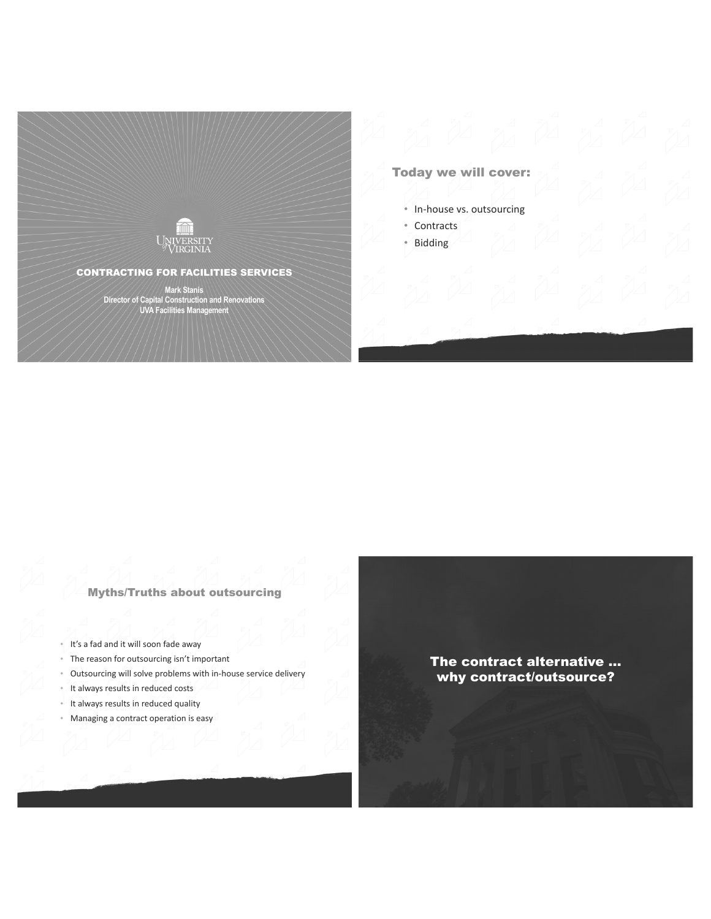# CONTRACTING FOR FACILITIES SERVICES

**Mark Stanis**
**Director of Capital Construction and Renovations**
**UVA Facilities Management**

## Today we will cover:

- In-house vs. outsourcing
- Contracts
- Bidding

## Myths/Truths about outsourcing

- It's a fad and it will soon fade away
- The reason for outsourcing isn't important
- Outsourcing will solve problems with in-house service delivery
- It always results in reduced costs
- It always results in reduced quality
- Managing a contract operation is easy

## The contract alternative … why contract/outsource?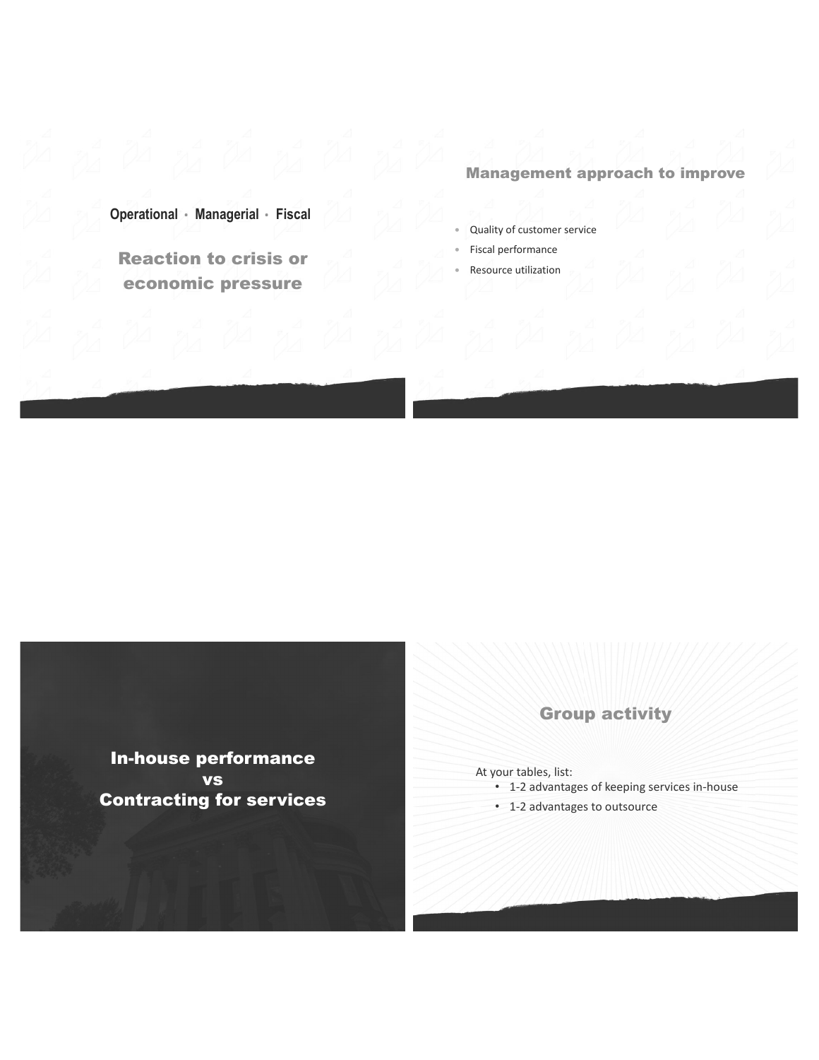Operational · Managerial · Fiscal

## Reaction to crisis or economic pressure

## Management approach to improve

- Quality of customer service
- Fiscal performance
- Resource utilization

## In-house performance vs Contracting for services

## Group activity

At your tables, list:

- 1-2 advantages of keeping services in-house
- 1-2 advantages to outsource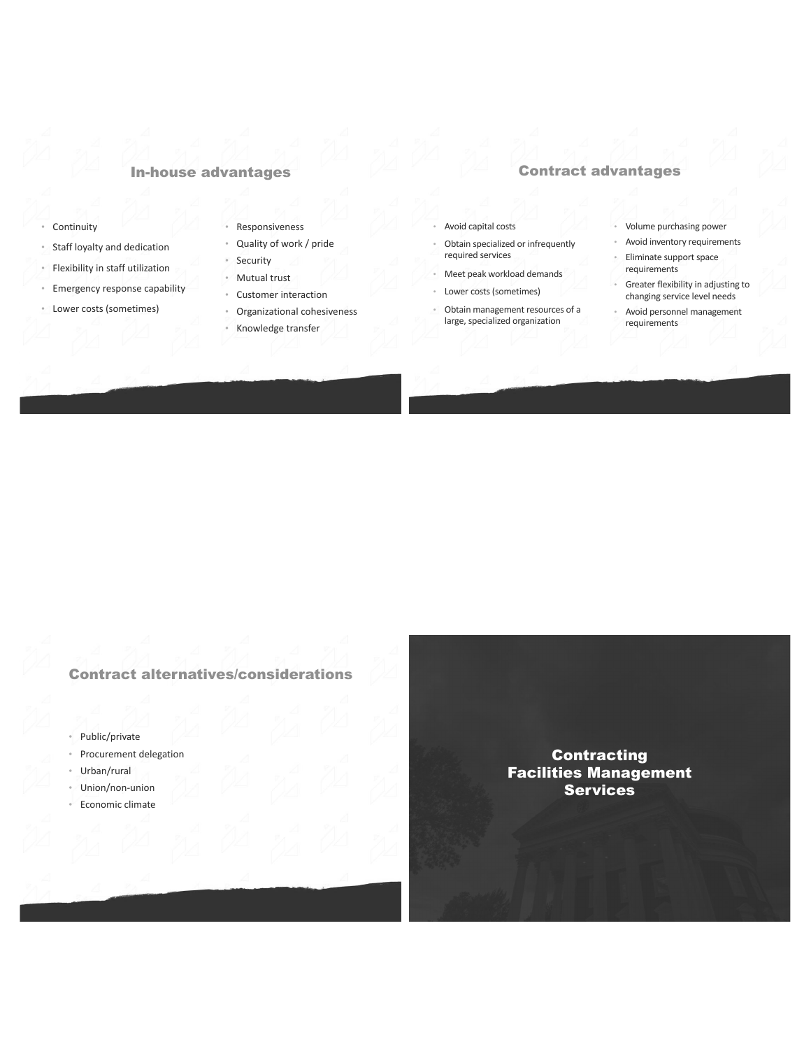## In-house advantages

- Continuity
- Staff loyalty and dedication
- Flexibility in staff utilization
- Emergency response capability
- Lower costs (sometimes)
- Responsiveness
- Quality of work / pride
- Security
- Mutual trust
- Customer interaction
- Organizational cohesiveness
- Knowledge transfer

## Contract advantages

- Avoid capital costs
- Obtain specialized or infrequently required services
- Meet peak workload demands
- Lower costs (sometimes)
- Obtain management resources of a large, specialized organization
- Volume purchasing power
- Avoid inventory requirements
- Eliminate support space requirements
- Greater flexibility in adjusting to changing service level needs
- Avoid personnel management requirements

## Contract alternatives/considerations

- Public/private
- Procurement delegation
- Urban/rural
- Union/non-union
- Economic climate

# Contracting Facilities Management Services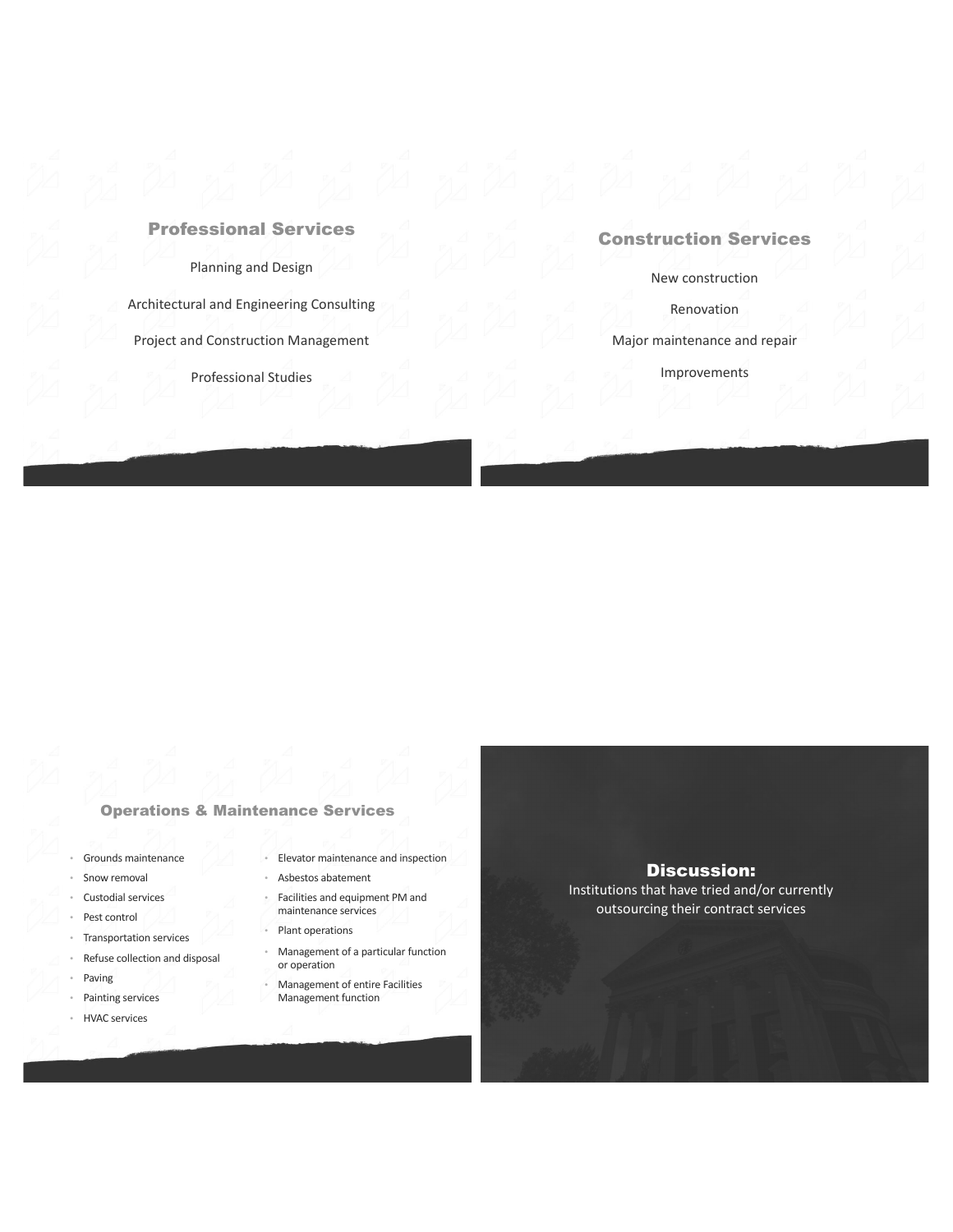## Professional Services

Planning and Design

Architectural and Engineering Consulting

Project and Construction Management

Professional Studies

## Construction Services

New construction

Renovation

Major maintenance and repair

Improvements

## Operations & Maintenance Services

- Grounds maintenance
- Snow removal
- Custodial services
- Pest control
- Transportation services
- Refuse collection and disposal
- Paving
- Painting services
- HVAC services
- Elevator maintenance and inspection
- Asbestos abatement
- Facilities and equipment PM and maintenance services
- Plant operations
- Management of a particular function or operation
- Management of entire Facilities Management function

## Discussion:

Institutions that have tried and/or currently outsourcing their contract services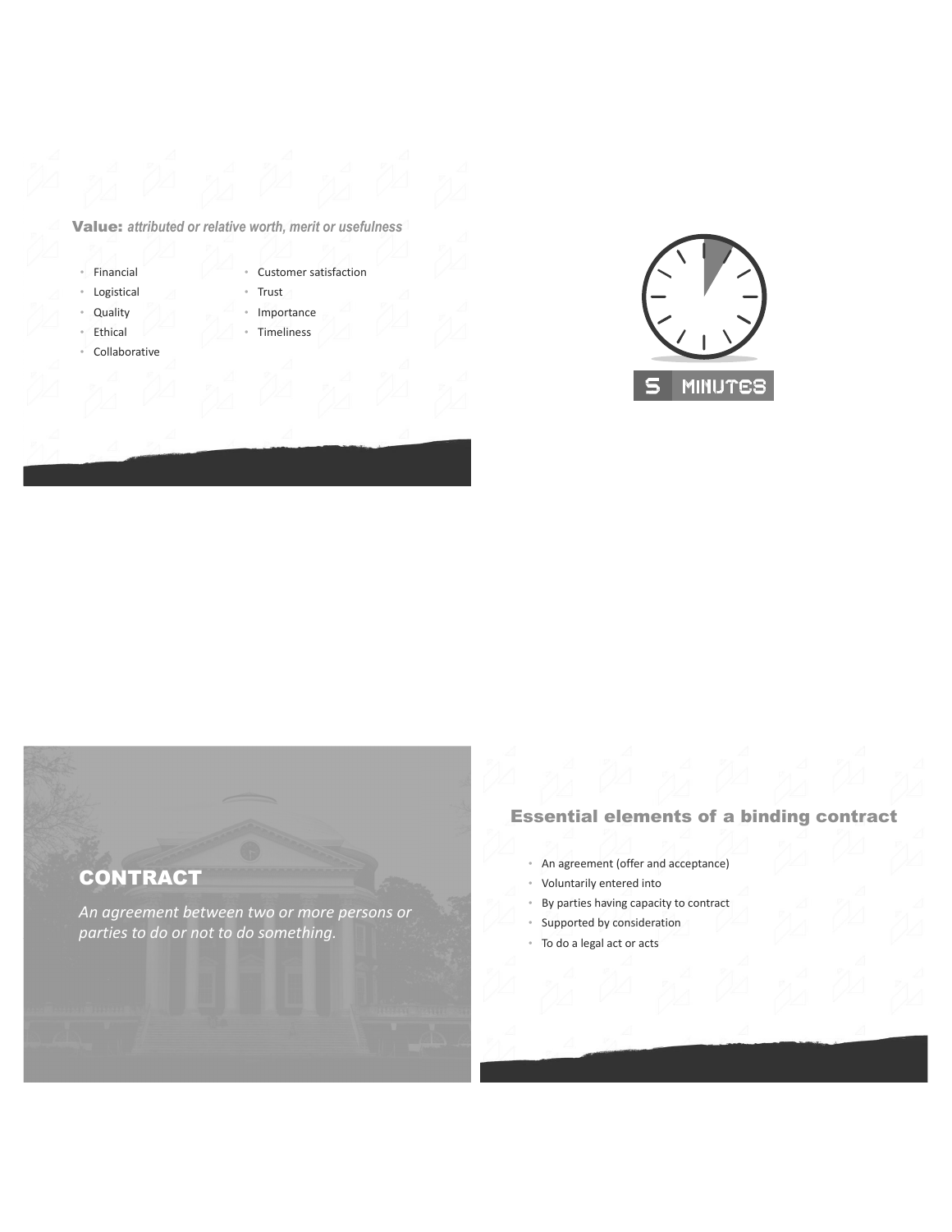**Value:** *attributed or relative worth, merit or usefulness*

- Financial
- Logistical
- Quality
- Ethical
- Collaborative
- Customer satisfaction
- Trust
- Importance
- Timeliness

5 MINUTES

## CONTRACT

*An agreement between two or more persons or parties to do or not to do something.*

## Essential elements of a binding contract

- An agreement (offer and acceptance)
- Voluntarily entered into
- By parties having capacity to contract
- Supported by consideration
- To do a legal act or acts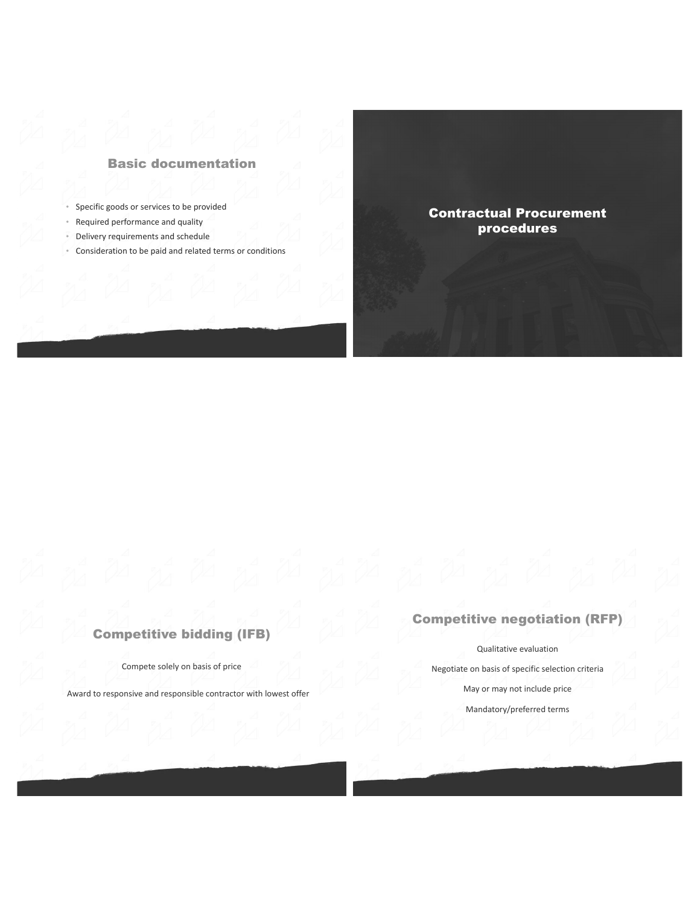## Basic documentation

- Specific goods or services to be provided
- Required performance and quality
- Delivery requirements and schedule
- Consideration to be paid and related terms or conditions

## Contractual Procurement procedures

## Competitive bidding (IFB)

Compete solely on basis of price

Award to responsive and responsible contractor with lowest offer

## Competitive negotiation (RFP)

Qualitative evaluation

Negotiate on basis of specific selection criteria

May or may not include price

Mandatory/preferred terms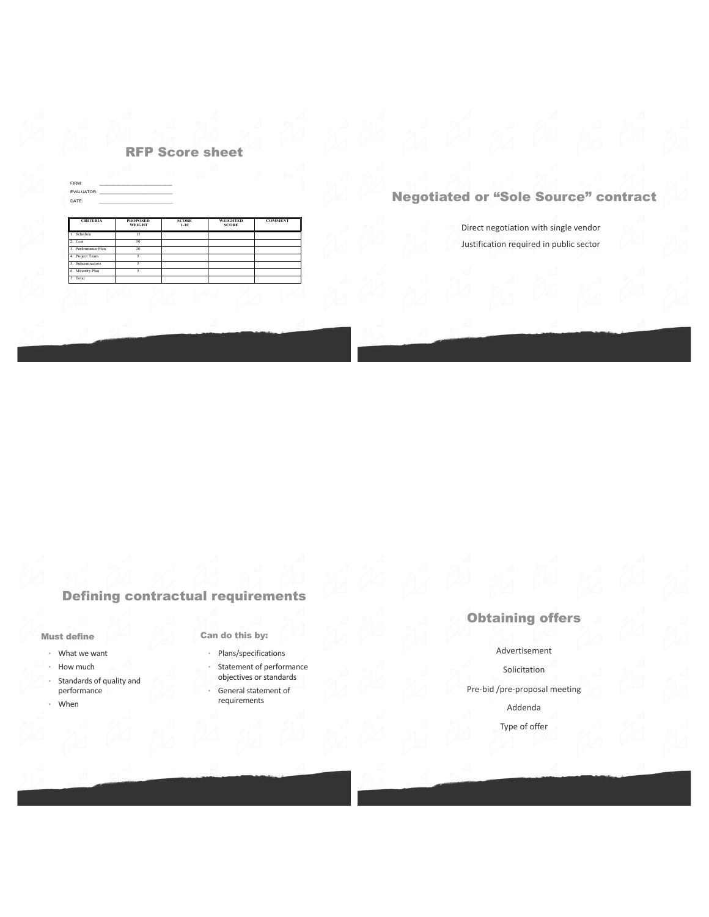## RFP Score sheet

FIRM: \_\_\_\_\_\_\_\_\_\_\_\_\_\_\_\_\_\_\_\_\_\_\_\_

EVALUATOR: \_\_\_\_\_\_\_\_\_\_\_\_\_\_\_\_\_\_\_\_\_\_\_\_

DATE: \_\_\_\_\_\_\_\_\_\_\_\_\_\_\_\_\_\_\_\_\_\_\_\_

| CRITERIA | PROPOSED WEIGHT | SCORE 1-10 | WEIGHTED SCORE | COMMENT |
|---|---|---|---|---|
| 1. Schedule | 15 | | | |
| 2. Cost | 50 | | | |
| 3. Performance Plan | 20 | | | |
| 4. Project Team | 5 | | | |
| 5. Subcontractors | 5 | | | |
| 6. Minority Plan | 5 | | | |
| 7. Total | | | | |

## Negotiated or "Sole Source" contract

Direct negotiation with single vendor

Justification required in public sector

## Defining contractual requirements

**Must define**

- What we want
- How much
- Standards of quality and performance
- When

**Can do this by:**

- Plans/specifications
- Statement of performance objectives or standards
- General statement of requirements

## Obtaining offers

Advertisement

Solicitation

Pre-bid /pre-proposal meeting

Addenda

Type of offer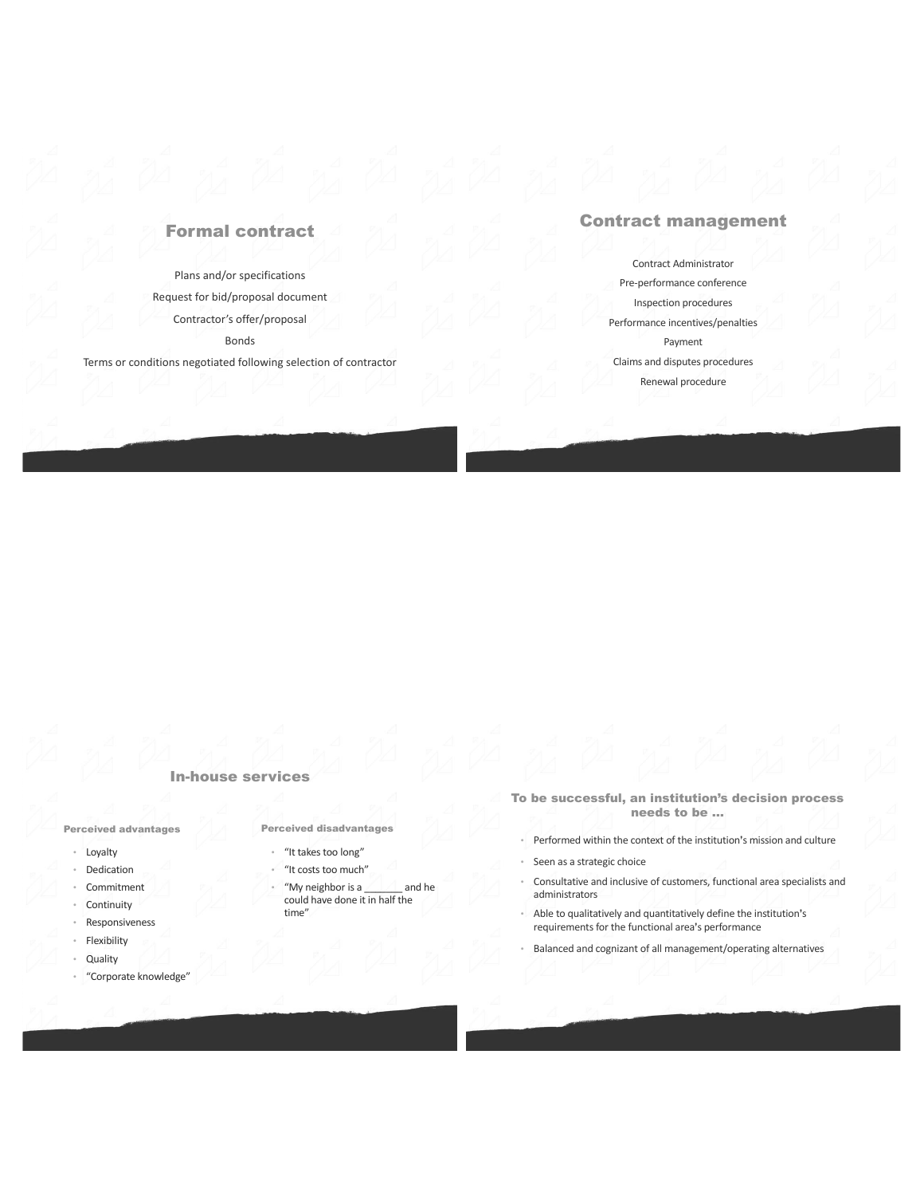## Formal contract

Plans and/or specifications

Request for bid/proposal document

Contractor's offer/proposal

Bonds

Terms or conditions negotiated following selection of contractor

## Contract management

Contract Administrator

Pre-performance conference

Inspection procedures

Performance incentives/penalties

Payment

Claims and disputes procedures

Renewal procedure

## In-house services

### Perceived advantages

- Loyalty
- Dedication
- Commitment
- Continuity
- Responsiveness
- Flexibility
- Quality
- "Corporate knowledge"

### Perceived disadvantages

- "It takes too long"
- "It costs too much"
- "My neighbor is a _______ and he could have done it in half the time"

## To be successful, an institution's decision process needs to be …

- Performed within the context of the institution's mission and culture
- Seen as a strategic choice
- Consultative and inclusive of customers, functional area specialists and administrators
- Able to qualitatively and quantitatively define the institution's requirements for the functional area's performance
- Balanced and cognizant of all management/operating alternatives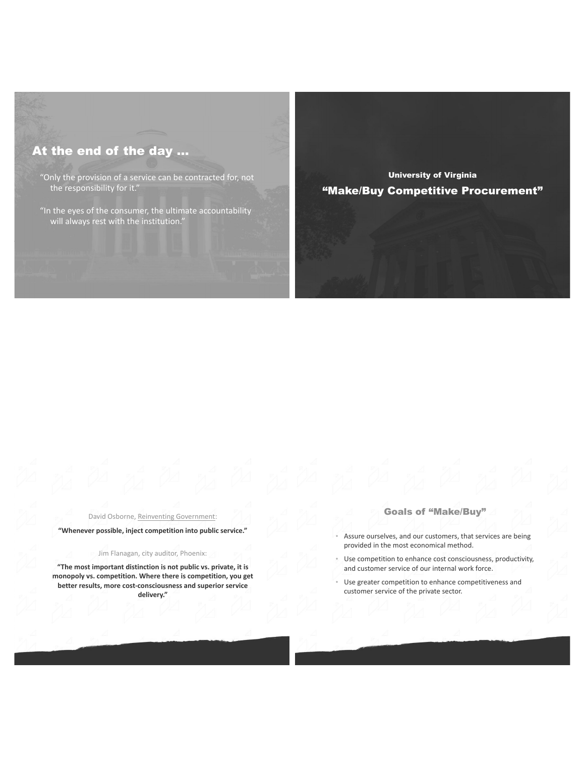## At the end of the day …

"Only the provision of a service can be contracted for, not the responsibility for it."

"In the eyes of the consumer, the ultimate accountability will always rest with the institution."

## University of Virginia

## "Make/Buy Competitive Procurement"

David Osborne, Reinventing Government:

**"Whenever possible, inject competition into public service."**

Jim Flanagan, city auditor, Phoenix:

**"The most important distinction is not public vs. private, it is monopoly vs. competition. Where there is competition, you get better results, more cost-consciousness and superior service delivery."**

## Goals of "Make/Buy"

- Assure ourselves, and our customers, that services are being provided in the most economical method.
- Use competition to enhance cost consciousness, productivity, and customer service of our internal work force.
- Use greater competition to enhance competitiveness and customer service of the private sector.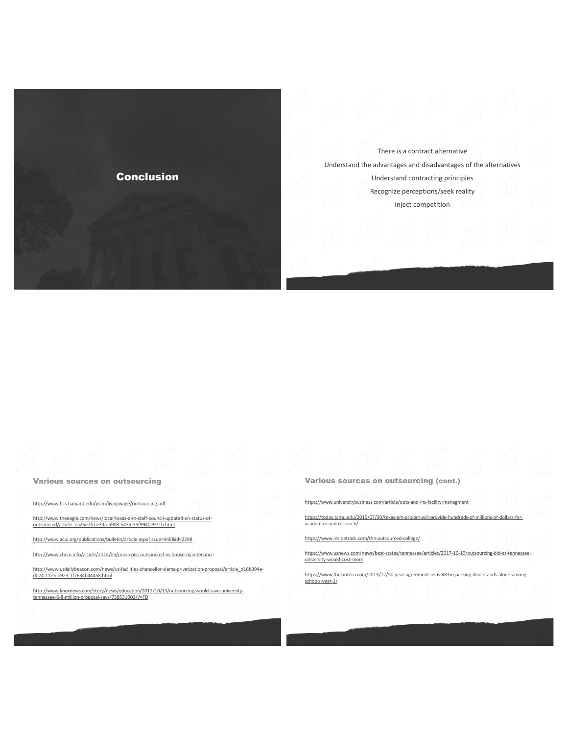# Conclusion

There *is* a contract alternative

Understand the advantages and disadvantages of the alternatives

Understand contracting principles

Recognize perceptions/seek reality

Inject competition

## Various sources on outsourcing

http://www.hcs.harvard.edu/pslm/livingwage/outsourcing.pdf

http://www.theeagle.com/news/local/texas-a-m-staff-council-updated-on-status-of-outsourced/article_ea25e7fd-e33a-5908-b435-35f9940e971b.html

http://www.acui.org/publications/bulletin/article.aspx?issue=448&id=2298

http://www.chem.info/article/2014/05/pros-cons-outsourced-vs-house-maintenance

http://www.utdailybeacon.com/news/ut-facilities-chancellor-slams-privatization-proposal/article_d16b394e-d074-11e5-b923-1f7634b44458.html

http://www.knoxnews.com/story/news/education/2017/10/13/outsourcing-would-save-university-tennessee-6-8-million-proposal-says/758531001/?=FD

## Various sources on outsourcing (cont.)

https://www.universitybusiness.com/article/outs-and-ins-facility-managment

https://today.tamu.edu/2015/07/30/texas-am-project-will-provide-hundreds-of-millions-of-dollars-for-academics-and-research/

https://www.insidetrack.com/the-outsourced-college/

https://www.usnews.com/news/best-states/tennessee/articles/2017-10-19/outsourcing-bid-at-tennessee-university-would-cost-more

https://www.thelantern.com/2013/12/50-year-agreement-osus-483m-parking-deal-stands-alone-among-schools-year-1/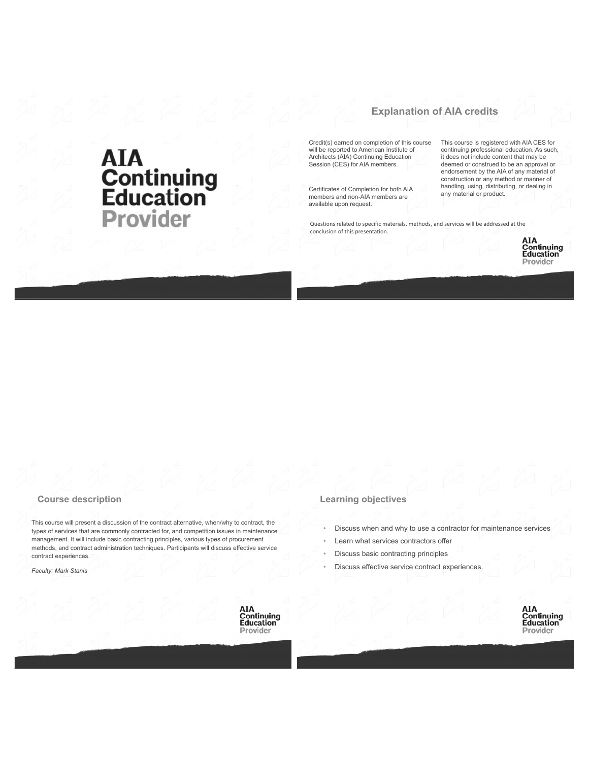# AIA Continuing Education Provider

## Explanation of AIA credits

Credit(s) earned on completion of this course will be reported to American Institute of Architects (AIA) Continuing Education Session (CES) for AIA members.

Certificates of Completion for both AIA members and non-AIA members are available upon request.

This course is registered with AIA CES for continuing professional education. As such, it does not include content that may be deemed or construed to be an approval or endorsement by the AIA of any material of construction or any method or manner of handling, using, distributing, or dealing in any material or product.

Questions related to specific materials, methods, and services will be addressed at the conclusion of this presentation.

## Course description

This course will present a discussion of the contract alternative, when/why to contract, the types of services that are commonly contracted for, and competition issues in maintenance management. It will include basic contracting principles, various types of procurement methods, and contract administration techniques. Participants will discuss effective service contract experiences.

*Faculty: Mark Stanis*

## Learning objectives

- Discuss when and why to use a contractor for maintenance services
- Learn what services contractors offer
- Discuss basic contracting principles
- Discuss effective service contract experiences.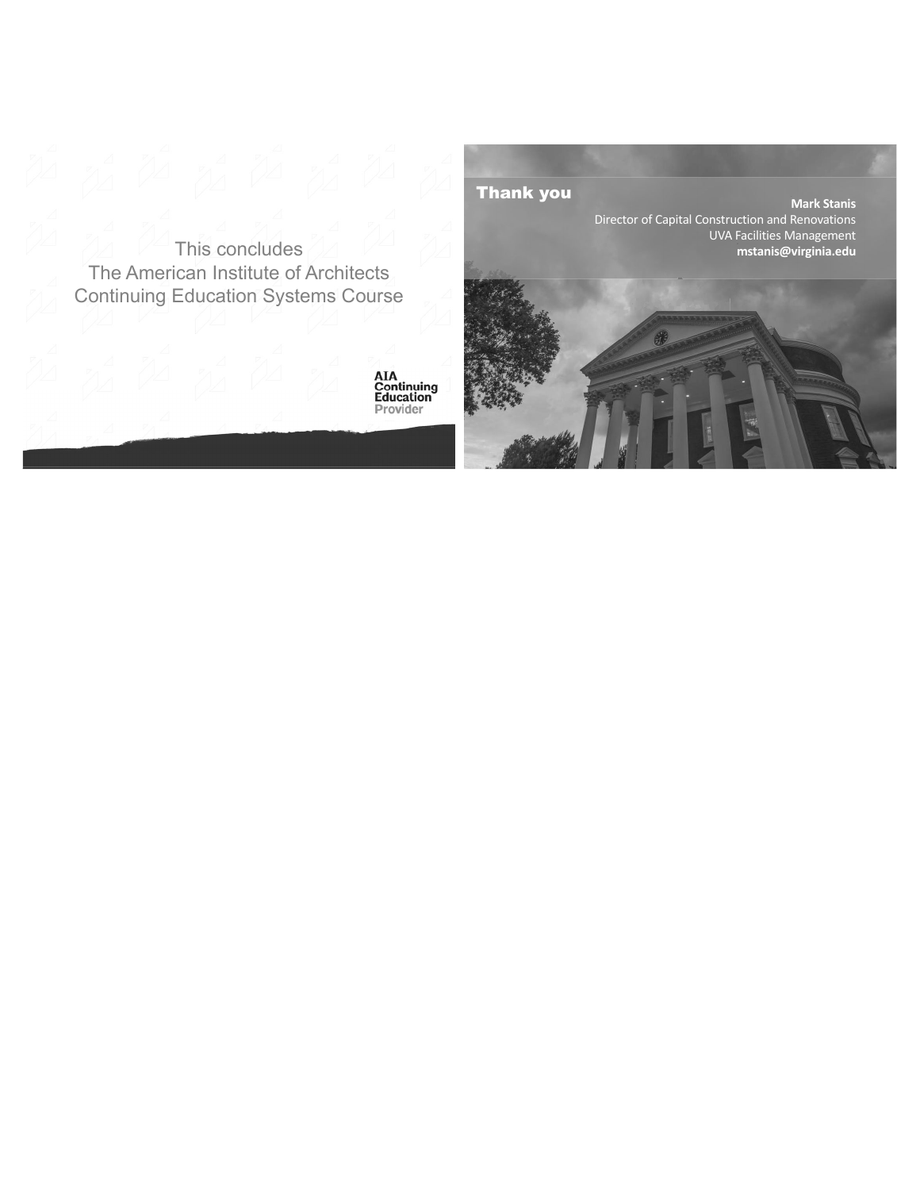This concludes
The American Institute of Architects
Continuing Education Systems Course

AIA
Continuing
Education
Provider

**Thank you**

**Mark Stanis**
Director of Capital Construction and Renovations
UVA Facilities Management
**mstanis@virginia.edu**